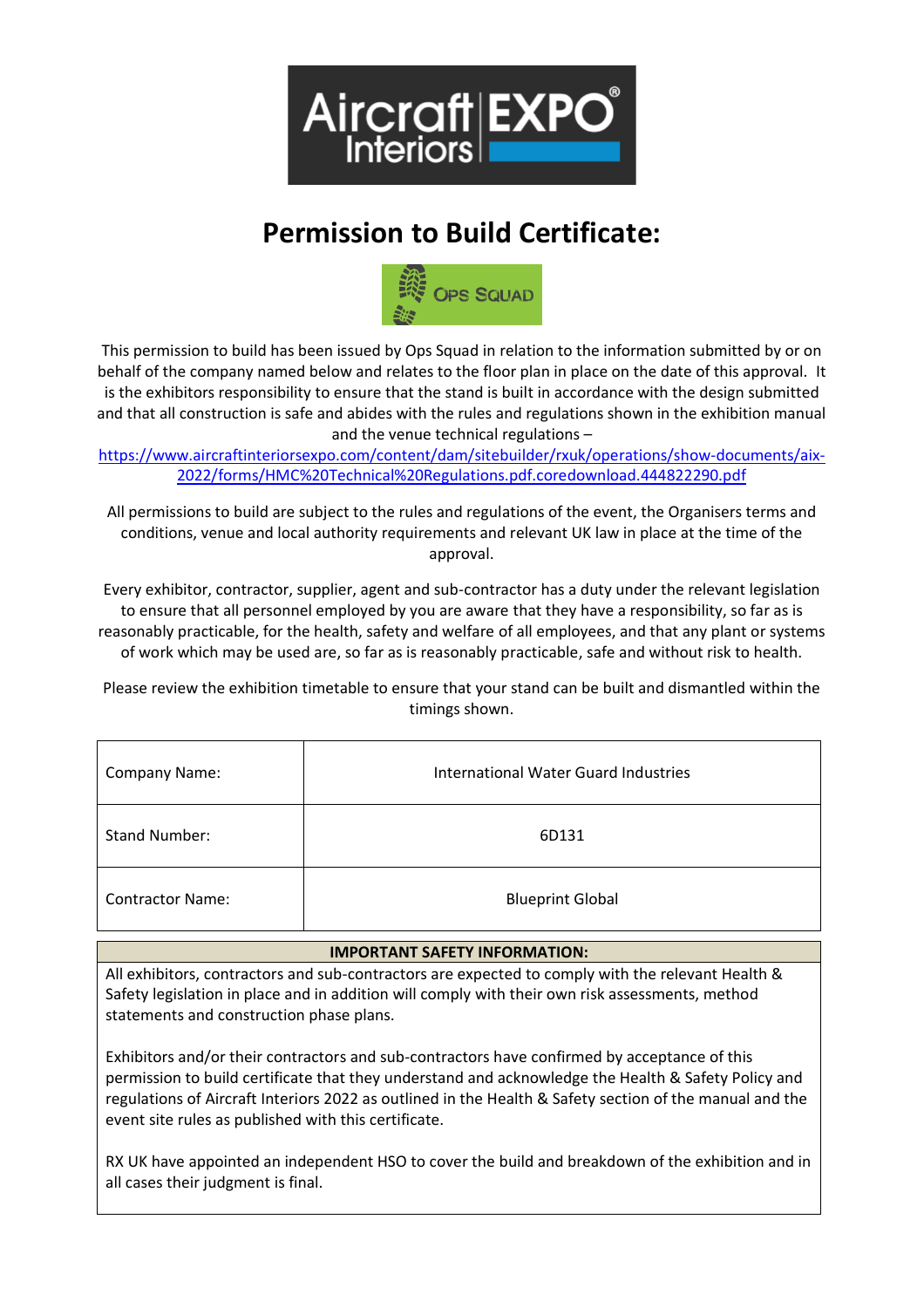# Permission to Build Certificate:

This permission to build has been issued by Ops Squad in relation to the information submitted by or on behalf of the company named below and relates to the floor plan in place on the date of this approval. It is the exhibitors responsibility to ensure that the stand is built in accordance with the design submitted and that all construction is safe and abides with the rules and regulations shown in the exhibition manual and the venue technical regulations – https://www.aircraftinteriorsexpo.com/content/dam/sitebuilder/rxuk/operations/show-documents/aix-2022/forms/HMC%20Technical%20Regulations.pdf.coredownload.444822290.pdf

All permissions to build are subject to the rules and regulations of the event, the Organisers terms and conditions, venue and local authority requirements and relevant UK law in place at the time of the approval.

Every exhibitor, contractor, supplier, agent and sub-contractor has a duty under the relevant legislation to ensure that all personnel employed by you are aware that they have a responsibility, so far as is reasonably practicable, for the health, safety and welfare of all employees, and that any plant or systems of work which may be used are, so far as is reasonably practicable, safe and without risk to health.

Please review the exhibition timetable to ensure that your stand can be built and dismantled within the timings shown.

| | |
|---|---|
| Company Name: | International Water Guard Industries |
| Stand Number: | 6D131 |
| Contractor Name: | Blueprint Global |

**IMPORTANT SAFETY INFORMATION:**

All exhibitors, contractors and sub-contractors are expected to comply with the relevant Health & Safety legislation in place and in addition will comply with their own risk assessments, method statements and construction phase plans.

Exhibitors and/or their contractors and sub-contractors have confirmed by acceptance of this permission to build certificate that they understand and acknowledge the Health & Safety Policy and regulations of Aircraft Interiors 2022 as outlined in the Health & Safety section of the manual and the event site rules as published with this certificate.

RX UK have appointed an independent HSO to cover the build and breakdown of the exhibition and in all cases their judgment is final.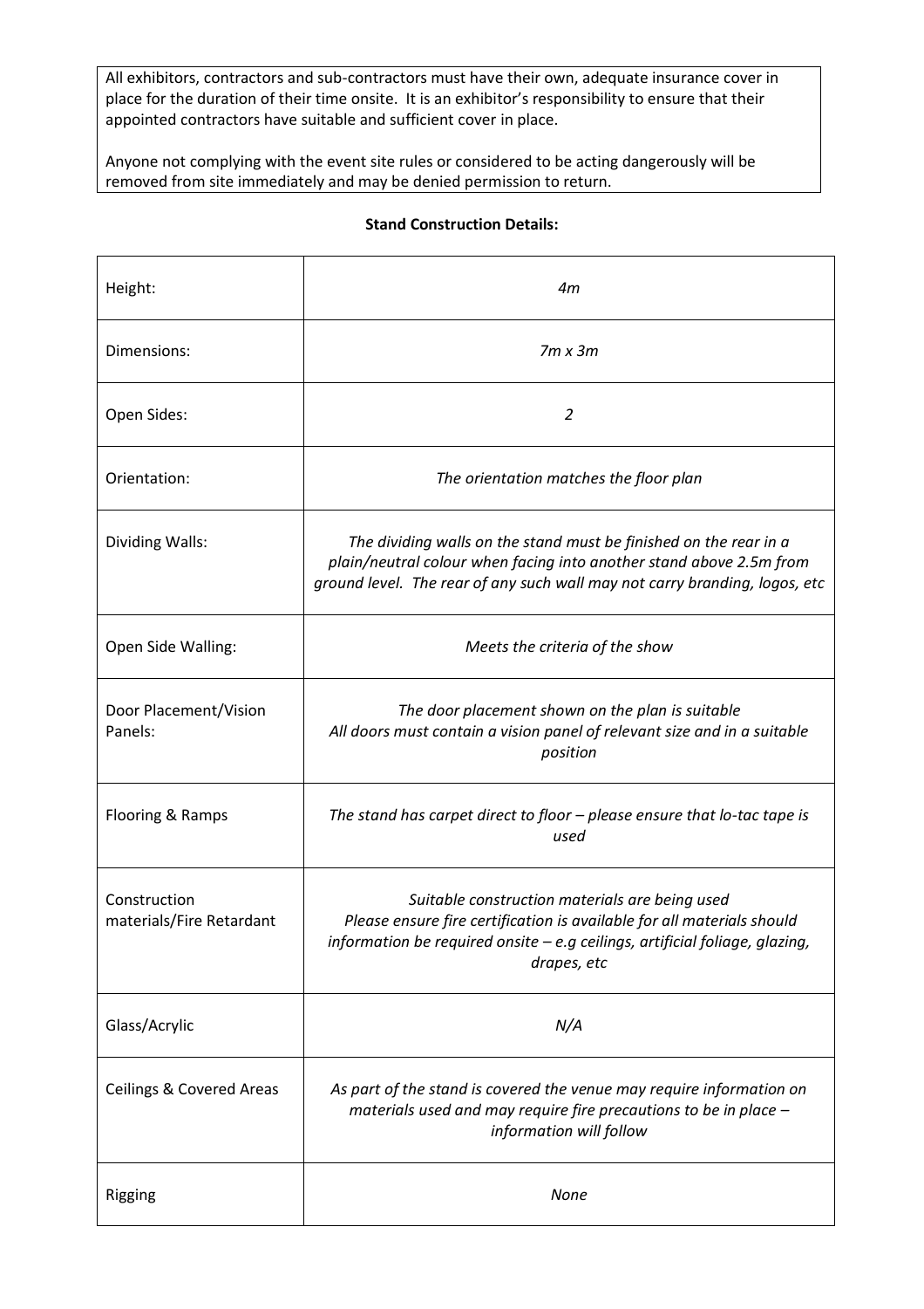All exhibitors, contractors and sub-contractors must have their own, adequate insurance cover in place for the duration of their time onsite. It is an exhibitor's responsibility to ensure that their appointed contractors have suitable and sufficient cover in place.

Anyone not complying with the event site rules or considered to be acting dangerously will be removed from site immediately and may be denied permission to return.

**Stand Construction Details:**

| | |
|---|---|
| Height: | *4m* |
| Dimensions: | *7m x 3m* |
| Open Sides: | *2* |
| Orientation: | *The orientation matches the floor plan* |
| Dividing Walls: | *The dividing walls on the stand must be finished on the rear in a plain/neutral colour when facing into another stand above 2.5m from ground level. The rear of any such wall may not carry branding, logos, etc* |
| Open Side Walling: | *Meets the criteria of the show* |
| Door Placement/Vision Panels: | *The door placement shown on the plan is suitable* *All doors must contain a vision panel of relevant size and in a suitable position* |
| Flooring & Ramps | *The stand has carpet direct to floor – please ensure that lo-tac tape is used* |
| Construction materials/Fire Retardant | *Suitable construction materials are being used* *Please ensure fire certification is available for all materials should information be required onsite – e.g ceilings, artificial foliage, glazing, drapes, etc* |
| Glass/Acrylic | *N/A* |
| Ceilings & Covered Areas | *As part of the stand is covered the venue may require information on materials used and may require fire precautions to be in place – information will follow* |
| Rigging | *None* |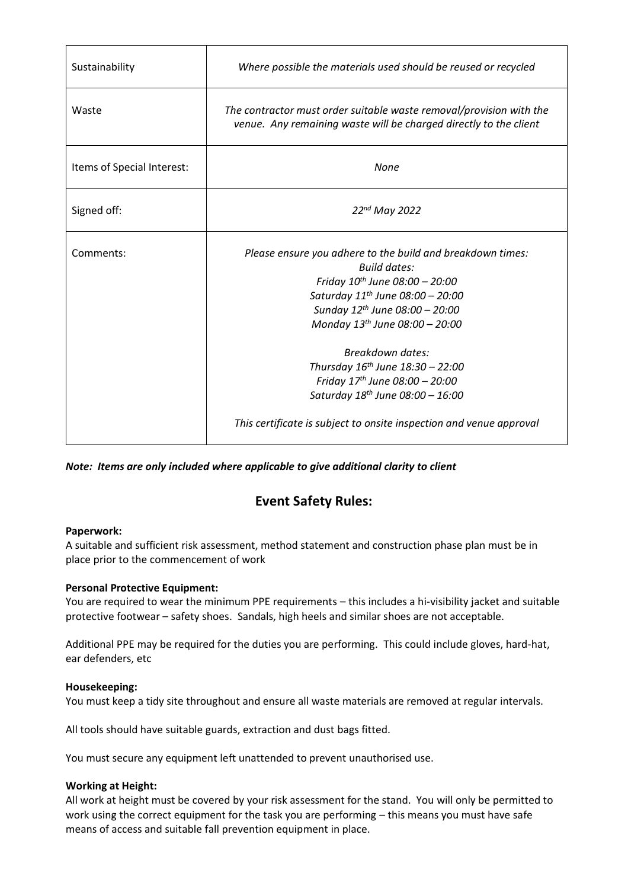| | |
|---|---|
| Sustainability | *Where possible the materials used should be reused or recycled* |
| Waste | *The contractor must order suitable waste removal/provision with the venue. Any remaining waste will be charged directly to the client* |
| Items of Special Interest: | *None* |
| Signed off: | *22nd May 2022* |
| Comments: | *Please ensure you adhere to the build and breakdown times:*<br>*Build dates:*<br>*Friday 10th June 08:00 – 20:00*<br>*Saturday 11th June 08:00 – 20:00*<br>*Sunday 12th June 08:00 – 20:00*<br>*Monday 13th June 08:00 – 20:00*<br><br>*Breakdown dates:*<br>*Thursday 16th June 18:30 – 22:00*<br>*Friday 17th June 08:00 – 20:00*<br>*Saturday 18th June 08:00 – 16:00*<br><br>*This certificate is subject to onsite inspection and venue approval* |

***Note: Items are only included where applicable to give additional clarity to client***

## Event Safety Rules:

**Paperwork:**
A suitable and sufficient risk assessment, method statement and construction phase plan must be in place prior to the commencement of work

**Personal Protective Equipment:**
You are required to wear the minimum PPE requirements – this includes a hi-visibility jacket and suitable protective footwear – safety shoes. Sandals, high heels and similar shoes are not acceptable.

Additional PPE may be required for the duties you are performing. This could include gloves, hard-hat, ear defenders, etc

**Housekeeping:**
You must keep a tidy site throughout and ensure all waste materials are removed at regular intervals.

All tools should have suitable guards, extraction and dust bags fitted.

You must secure any equipment left unattended to prevent unauthorised use.

**Working at Height:**
All work at height must be covered by your risk assessment for the stand. You will only be permitted to work using the correct equipment for the task you are performing – this means you must have safe means of access and suitable fall prevention equipment in place.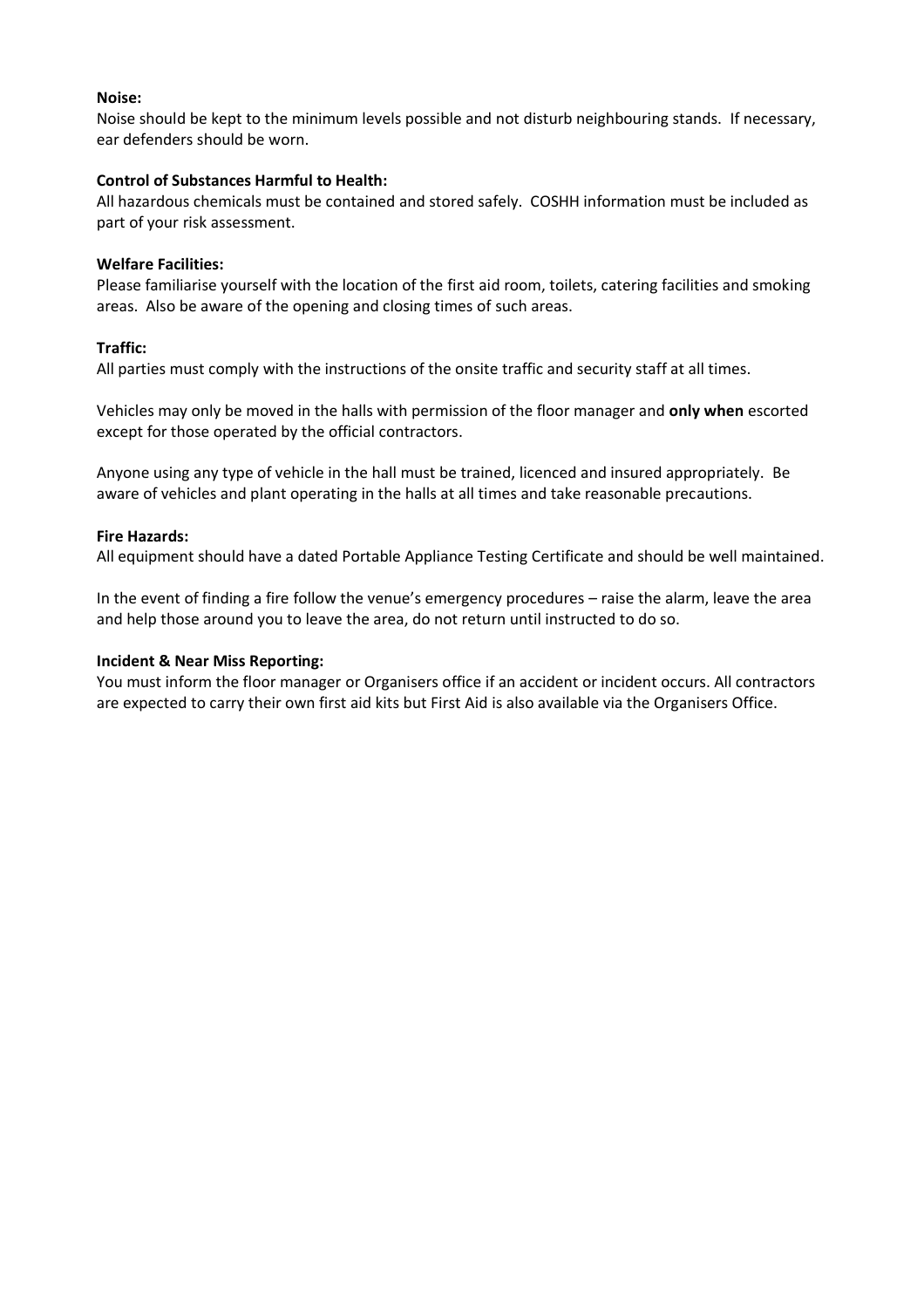**Noise:**
Noise should be kept to the minimum levels possible and not disturb neighbouring stands. If necessary, ear defenders should be worn.

**Control of Substances Harmful to Health:**
All hazardous chemicals must be contained and stored safely. COSHH information must be included as part of your risk assessment.

**Welfare Facilities:**
Please familiarise yourself with the location of the first aid room, toilets, catering facilities and smoking areas. Also be aware of the opening and closing times of such areas.

**Traffic:**
All parties must comply with the instructions of the onsite traffic and security staff at all times.

Vehicles may only be moved in the halls with permission of the floor manager and **only when** escorted except for those operated by the official contractors.

Anyone using any type of vehicle in the hall must be trained, licenced and insured appropriately. Be aware of vehicles and plant operating in the halls at all times and take reasonable precautions.

**Fire Hazards:**
All equipment should have a dated Portable Appliance Testing Certificate and should be well maintained.

In the event of finding a fire follow the venue's emergency procedures – raise the alarm, leave the area and help those around you to leave the area, do not return until instructed to do so.

**Incident & Near Miss Reporting:**
You must inform the floor manager or Organisers office if an accident or incident occurs. All contractors are expected to carry their own first aid kits but First Aid is also available via the Organisers Office.